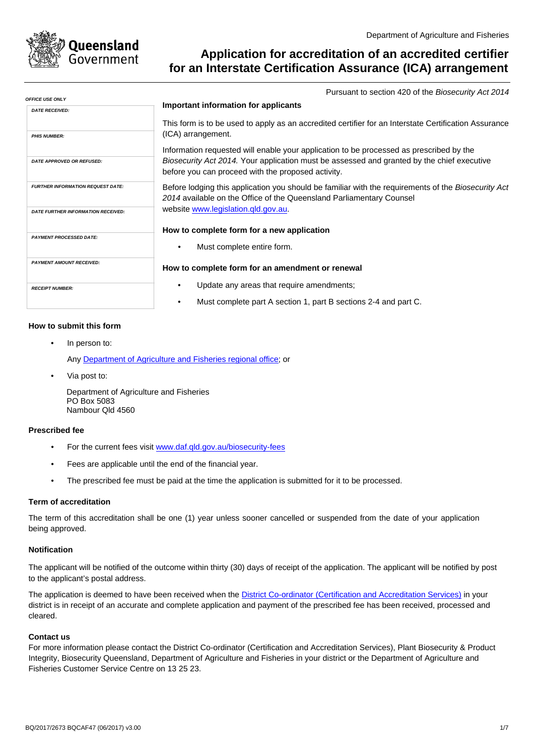Department of Agriculture and Fisheries

# Application for accreditation of an accredited certifier for an Interstate Certification Assurance (ICA) arrangement

Pursuant to section 420 of the *Biosecurity Act 2014*

***OFFICE USE ONLY***

| |
|---|
| ***DATE RECEIVED:*** |
| ***PHIS NUMBER:*** |
| ***DATE APPROVED OR REFUSED:*** |
| ***FURTHER INFORMATION REQUEST DATE:*** |
| ***DATE FURTHER INFORMATION RECEIVED:*** |
| ***PAYMENT PROCESSED DATE:*** |
| ***PAYMENT AMOUNT RECEIVED:*** |
| ***RECEIPT NUMBER:*** |

**Important information for applicants**

This form is to be used to apply as an accredited certifier for an Interstate Certification Assurance (ICA) arrangement.

Information requested will enable your application to be processed as prescribed by the *Biosecurity Act 2014.* Your application must be assessed and granted by the chief executive before you can proceed with the proposed activity.

Before lodging this application you should be familiar with the requirements of the *Biosecurity Act 2014* available on the Office of the Queensland Parliamentary Counsel website [www.legislation.qld.gov.au](www.legislation.qld.gov.au).

**How to complete form for a new application**

- Must complete entire form.

**How to complete form for an amendment or renewal**

- Update any areas that require amendments;
- Must complete part A section 1, part B sections 2-4 and part C.

**How to submit this form**

- In person to:

  Any [Department of Agriculture and Fisheries regional office](); or

- Via post to:

  Department of Agriculture and Fisheries
  PO Box 5083
  Nambour Qld 4560

**Prescribed fee**

- For the current fees visit [www.daf.qld.gov.au/biosecurity-fees](www.daf.qld.gov.au/biosecurity-fees)
- Fees are applicable until the end of the financial year.
- The prescribed fee must be paid at the time the application is submitted for it to be processed.

**Term of accreditation**

The term of this accreditation shall be one (1) year unless sooner cancelled or suspended from the date of your application being approved.

**Notification**

The applicant will be notified of the outcome within thirty (30) days of receipt of the application. The applicant will be notified by post to the applicant's postal address.

The application is deemed to have been received when the [District Co-ordinator (Certification and Accreditation Services)]() in your district is in receipt of an accurate and complete application and payment of the prescribed fee has been received, processed and cleared.

**Contact us**

For more information please contact the District Co-ordinator (Certification and Accreditation Services), Plant Biosecurity & Product Integrity, Biosecurity Queensland, Department of Agriculture and Fisheries in your district or the Department of Agriculture and Fisheries Customer Service Centre on 13 25 23.

BQ/2017/2673 BQCAF47 (06/2017) v3.00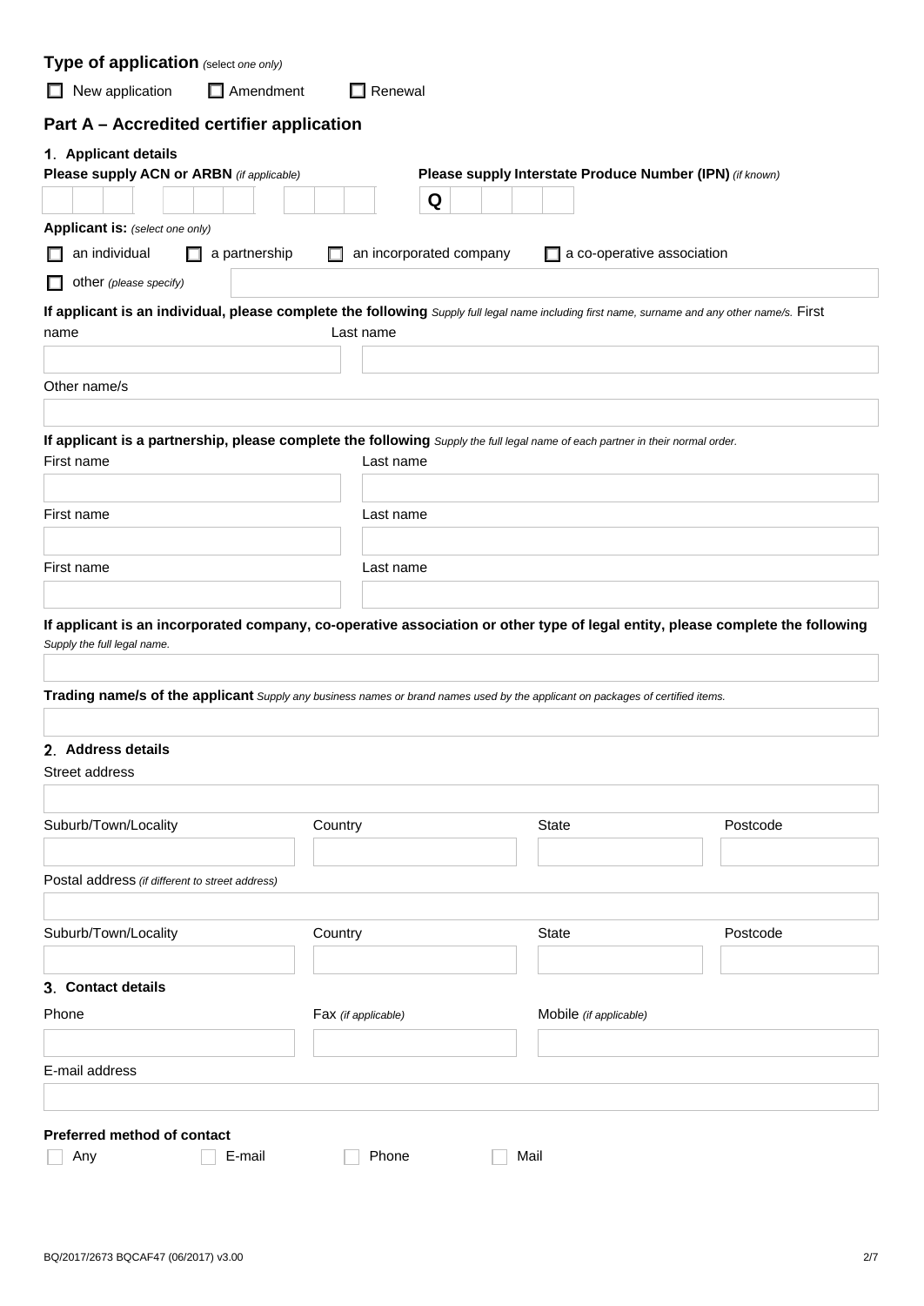**Type of application** *(select one only)*

☐ New application ☐ Amendment ☐ Renewal

## Part A – Accredited certifier application

### 1. Applicant details

**Please supply ACN or ARBN** *(if applicable)*

**Please supply Interstate Produce Number (IPN)** *(if known)*

Q

**Applicant is:** *(select one only)*

☐ an individual ☐ a partnership ☐ an incorporated company ☐ a co-operative association

☐ other *(please specify)*

**If applicant is an individual, please complete the following** *Supply full legal name including first name, surname and any other name/s.*

First name

Last name

Other name/s

**If applicant is a partnership, please complete the following** *Supply the full legal name of each partner in their normal order.*

First name

Last name

First name

Last name

First name

Last name

**If applicant is an incorporated company, co-operative association or other type of legal entity, please complete the following** *Supply the full legal name.*

**Trading name/s of the applicant** *Supply any business names or brand names used by the applicant on packages of certified items.*

### 2. Address details

Street address

Suburb/Town/Locality

Country

State

Postcode

Postal address *(if different to street address)*

Suburb/Town/Locality

Country

State

Postcode

### 3. Contact details

Phone

Fax *(if applicable)*

Mobile *(if applicable)*

E-mail address

**Preferred method of contact**

☐ Any ☐ E-mail ☐ Phone ☐ Mail

BQ/2017/2673 BQCAF47 (06/2017) v3.00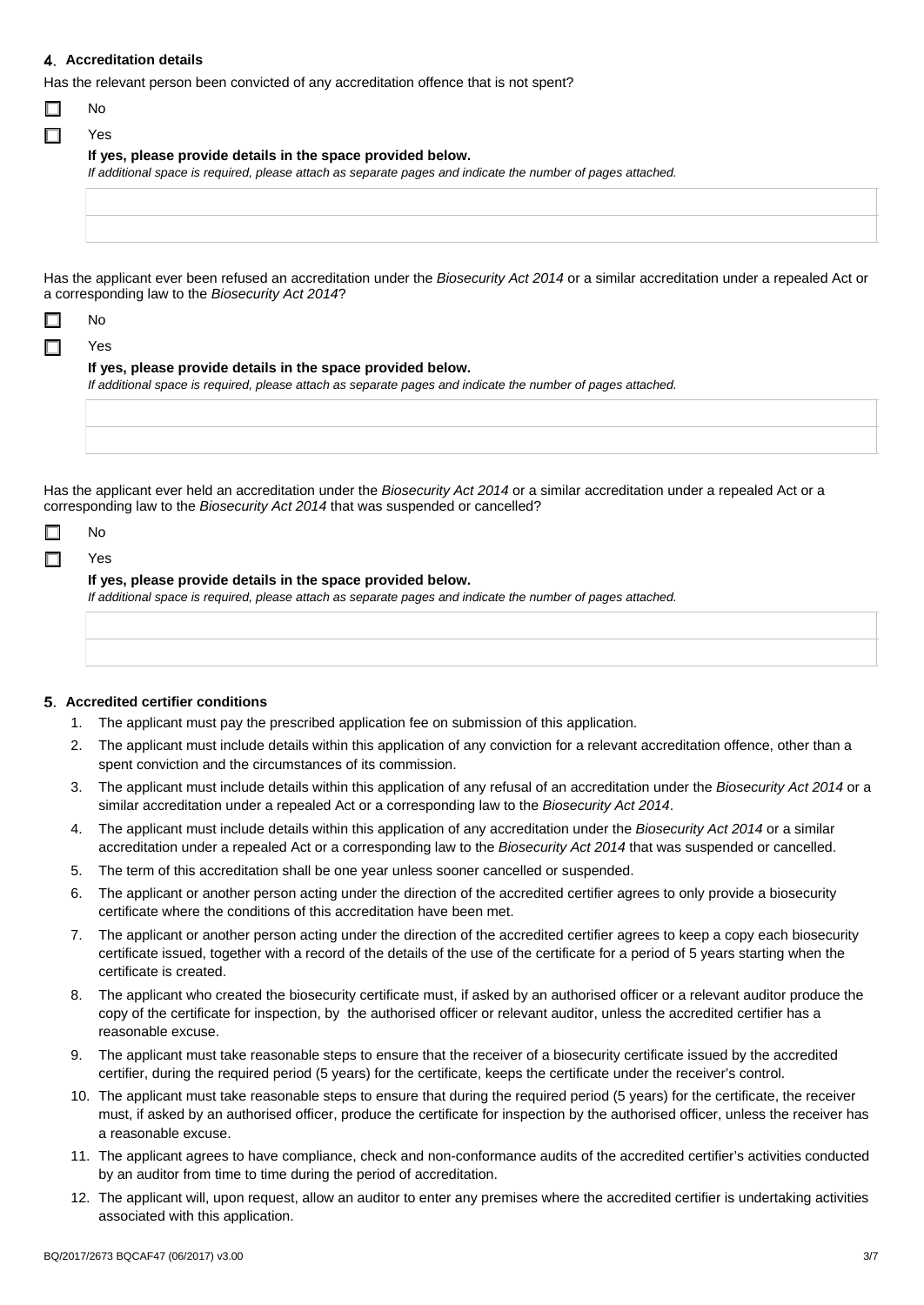## 4. Accreditation details

Has the relevant person been convicted of any accreditation offence that is not spent?

☐ No

☐ Yes

**If yes, please provide details in the space provided below.**

*If additional space is required, please attach as separate pages and indicate the number of pages attached.*

Has the applicant ever been refused an accreditation under the *Biosecurity Act 2014* or a similar accreditation under a repealed Act or a corresponding law to the *Biosecurity Act 2014*?

☐ No

☐ Yes

**If yes, please provide details in the space provided below.**

*If additional space is required, please attach as separate pages and indicate the number of pages attached.*

Has the applicant ever held an accreditation under the *Biosecurity Act 2014* or a similar accreditation under a repealed Act or a corresponding law to the *Biosecurity Act 2014* that was suspended or cancelled?

☐ No

☐ Yes

**If yes, please provide details in the space provided below.**

*If additional space is required, please attach as separate pages and indicate the number of pages attached.*

## 5. Accredited certifier conditions

1. The applicant must pay the prescribed application fee on submission of this application.
2. The applicant must include details within this application of any conviction for a relevant accreditation offence, other than a spent conviction and the circumstances of its commission.
3. The applicant must include details within this application of any refusal of an accreditation under the *Biosecurity Act 2014* or a similar accreditation under a repealed Act or a corresponding law to the *Biosecurity Act 2014*.
4. The applicant must include details within this application of any accreditation under the *Biosecurity Act 2014* or a similar accreditation under a repealed Act or a corresponding law to the *Biosecurity Act 2014* that was suspended or cancelled.
5. The term of this accreditation shall be one year unless sooner cancelled or suspended.
6. The applicant or another person acting under the direction of the accredited certifier agrees to only provide a biosecurity certificate where the conditions of this accreditation have been met.
7. The applicant or another person acting under the direction of the accredited certifier agrees to keep a copy each biosecurity certificate issued, together with a record of the details of the use of the certificate for a period of 5 years starting when the certificate is created.
8. The applicant who created the biosecurity certificate must, if asked by an authorised officer or a relevant auditor produce the copy of the certificate for inspection, by the authorised officer or relevant auditor, unless the accredited certifier has a reasonable excuse.
9. The applicant must take reasonable steps to ensure that the receiver of a biosecurity certificate issued by the accredited certifier, during the required period (5 years) for the certificate, keeps the certificate under the receiver's control.
10. The applicant must take reasonable steps to ensure that during the required period (5 years) for the certificate, the receiver must, if asked by an authorised officer, produce the certificate for inspection by the authorised officer, unless the receiver has a reasonable excuse.
11. The applicant agrees to have compliance, check and non-conformance audits of the accredited certifier's activities conducted by an auditor from time to time during the period of accreditation.
12. The applicant will, upon request, allow an auditor to enter any premises where the accredited certifier is undertaking activities associated with this application.

BQ/2017/2673 BQCAF47 (06/2017) v3.00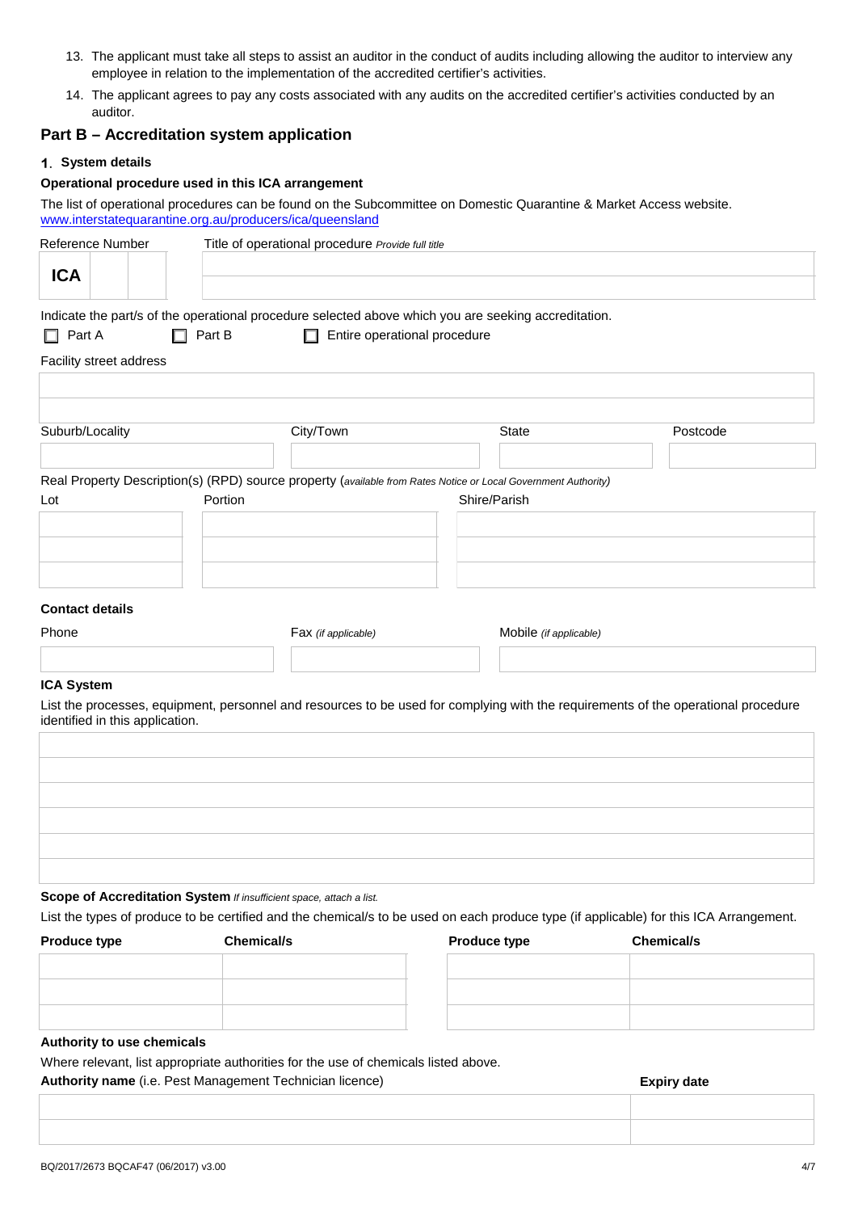13. The applicant must take all steps to assist an auditor in the conduct of audits including allowing the auditor to interview any employee in relation to the implementation of the accredited certifier's activities.
14. The applicant agrees to pay any costs associated with any audits on the accredited certifier's activities conducted by an auditor.

## Part B – Accreditation system application

### 1. System details

**Operational procedure used in this ICA arrangement**

The list of operational procedures can be found on the Subcommittee on Domestic Quarantine & Market Access website. www.interstatequarantine.org.au/producers/ica/queensland

| Reference Number | | | Title of operational procedure *Provide full title* |
|---|---|---|---|
| **ICA** | | | |
| | | | |

Indicate the part/s of the operational procedure selected above which you are seeking accreditation.

☐ Part A ☐ Part B ☐ Entire operational procedure

Facility street address

| |
|---|
| |
| |

| Suburb/Locality | City/Town | State | Postcode |
|---|---|---|---|
| | | | |

Real Property Description(s) (RPD) source property (*available from Rates Notice or Local Government Authority)*

| Lot | Portion | Shire/Parish |
|---|---|---|
| | | |
| | | |
| | | |

**Contact details**

| Phone | Fax *(if applicable)* | Mobile *(if applicable)* |
|---|---|---|
| | | |

**ICA System**

List the processes, equipment, personnel and resources to be used for complying with the requirements of the operational procedure identified in this application.

| |
|---|
| |
| |
| |
| |
| |
| |

**Scope of Accreditation System** *If insufficient space, attach a list.*

List the types of produce to be certified and the chemical/s to be used on each produce type (if applicable) for this ICA Arrangement.

| **Produce type** | **Chemical/s** | **Produce type** | **Chemical/s** |
|---|---|---|---|
| | | | |
| | | | |
| | | | |

**Authority to use chemicals**

Where relevant, list appropriate authorities for the use of chemicals listed above.

| **Authority name** (i.e. Pest Management Technician licence) | **Expiry date** |
|---|---|
| | |
| | |

BQ/2017/2673 BQCAF47 (06/2017) v3.00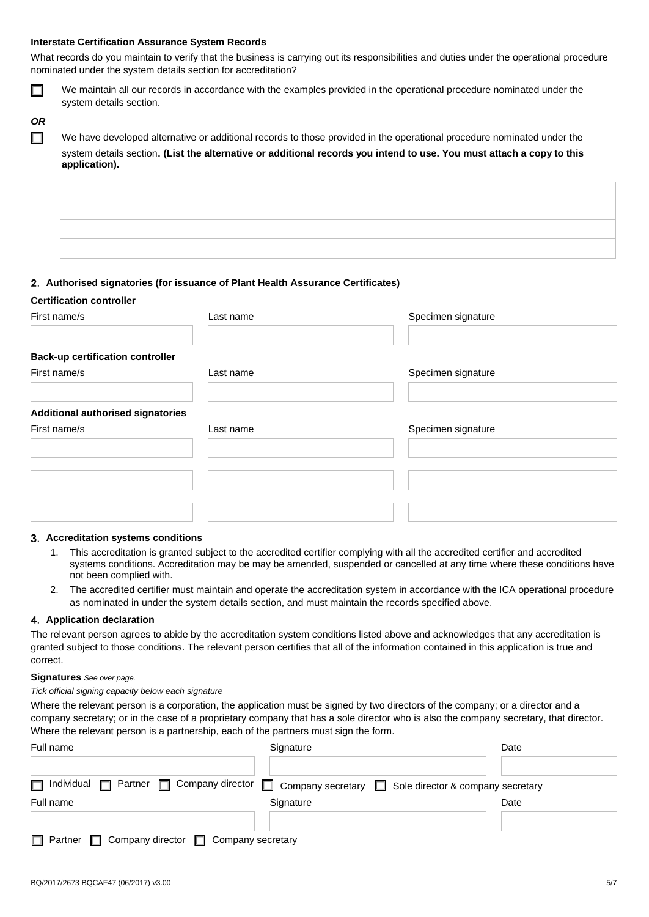**Interstate Certification Assurance System Records**

What records do you maintain to verify that the business is carrying out its responsibilities and duties under the operational procedure nominated under the system details section for accreditation?

☐ We maintain all our records in accordance with the examples provided in the operational procedure nominated under the system details section.

***OR***

☐ We have developed alternative or additional records to those provided in the operational procedure nominated under the system details section. **(List the alternative or additional records you intend to use. You must attach a copy to this application).**

| |
|---|
| |
| |
| |
| |

## 2. Authorised signatories (for issuance of Plant Health Assurance Certificates)

**Certification controller**

| First name/s | Last name | Specimen signature |
|---|---|---|
| | | |

**Back-up certification controller**

| First name/s | Last name | Specimen signature |
|---|---|---|
| | | |

**Additional authorised signatories**

| First name/s | Last name | Specimen signature |
|---|---|---|
| | | |
| | | |
| | | |

## 3. Accreditation systems conditions

1. This accreditation is granted subject to the accredited certifier complying with all the accredited certifier and accredited systems conditions. Accreditation may be may be amended, suspended or cancelled at any time where these conditions have not been complied with.
2. The accredited certifier must maintain and operate the accreditation system in accordance with the ICA operational procedure as nominated in under the system details section, and must maintain the records specified above.

## 4. Application declaration

The relevant person agrees to abide by the accreditation system conditions listed above and acknowledges that any accreditation is granted subject to those conditions. The relevant person certifies that all of the information contained in this application is true and correct.

**Signatures** *See over page.*

*Tick official signing capacity below each signature*

Where the relevant person is a corporation, the application must be signed by two directors of the company; or a director and a company secretary; or in the case of a proprietary company that has a sole director who is also the company secretary, that director. Where the relevant person is a partnership, each of the partners must sign the form.

| Full name | Signature | Date |
|---|---|---|
| | | |

☐ Individual ☐ Partner ☐ Company director ☐ Company secretary ☐ Sole director & company secretary

| Full name | Signature | Date |
|---|---|---|
| | | |

☐ Partner ☐ Company director ☐ Company secretary

BQ/2017/2673 BQCAF47 (06/2017) v3.00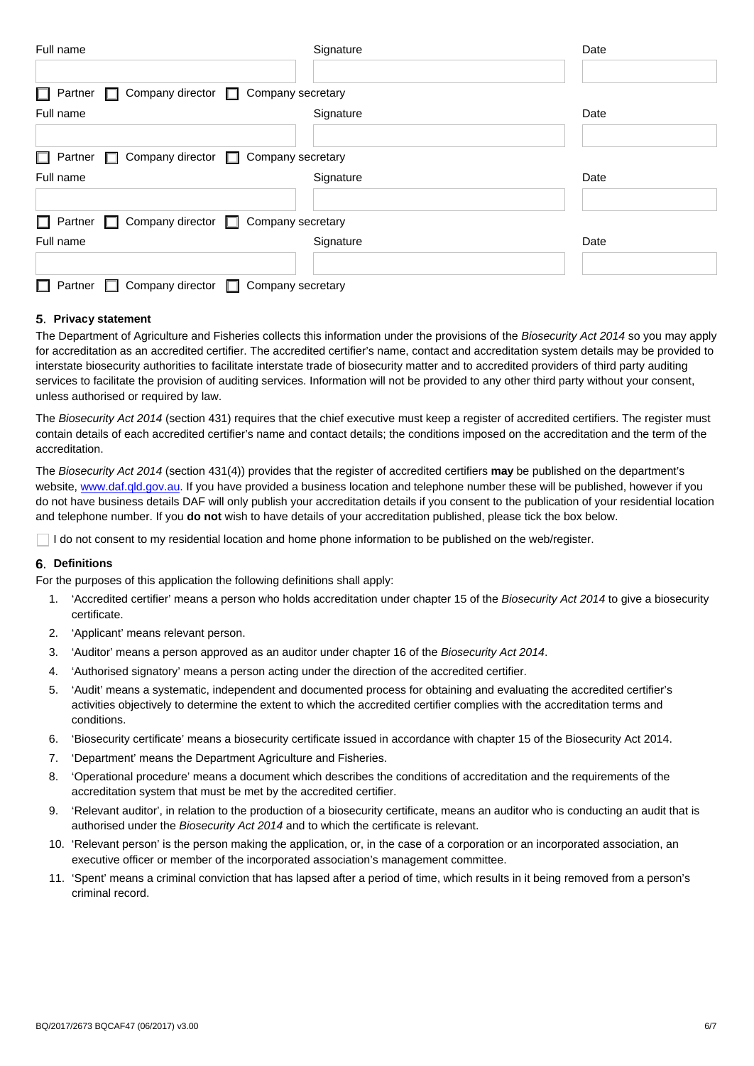| Full name | Signature | Date |
| --- | --- | --- |
| | | |

☐ Partner ☐ Company director ☐ Company secretary

| Full name | Signature | Date |
| --- | --- | --- |
| | | |

☐ Partner ☐ Company director ☐ Company secretary

| Full name | Signature | Date |
| --- | --- | --- |
| | | |

☐ Partner ☐ Company director ☐ Company secretary

| Full name | Signature | Date |
| --- | --- | --- |
| | | |

☐ Partner ☐ Company director ☐ Company secretary

## 5. Privacy statement

The Department of Agriculture and Fisheries collects this information under the provisions of the *Biosecurity Act 2014* so you may apply for accreditation as an accredited certifier. The accredited certifier's name, contact and accreditation system details may be provided to interstate biosecurity authorities to facilitate interstate trade of biosecurity matter and to accredited providers of third party auditing services to facilitate the provision of auditing services. Information will not be provided to any other third party without your consent, unless authorised or required by law.

The *Biosecurity Act 2014* (section 431) requires that the chief executive must keep a register of accredited certifiers. The register must contain details of each accredited certifier's name and contact details; the conditions imposed on the accreditation and the term of the accreditation.

The *Biosecurity Act 2014* (section 431(4)) provides that the register of accredited certifiers **may** be published on the department's website, www.daf.qld.gov.au. If you have provided a business location and telephone number these will be published, however if you do not have business details DAF will only publish your accreditation details if you consent to the publication of your residential location and telephone number. If you **do not** wish to have details of your accreditation published, please tick the box below.

☐ I do not consent to my residential location and home phone information to be published on the web/register.

## 6. Definitions

For the purposes of this application the following definitions shall apply:

1. 'Accredited certifier' means a person who holds accreditation under chapter 15 of the *Biosecurity Act 2014* to give a biosecurity certificate.
2. 'Applicant' means relevant person.
3. 'Auditor' means a person approved as an auditor under chapter 16 of the *Biosecurity Act 2014*.
4. 'Authorised signatory' means a person acting under the direction of the accredited certifier.
5. 'Audit' means a systematic, independent and documented process for obtaining and evaluating the accredited certifier's activities objectively to determine the extent to which the accredited certifier complies with the accreditation terms and conditions.
6. 'Biosecurity certificate' means a biosecurity certificate issued in accordance with chapter 15 of the Biosecurity Act 2014.
7. 'Department' means the Department Agriculture and Fisheries.
8. 'Operational procedure' means a document which describes the conditions of accreditation and the requirements of the accreditation system that must be met by the accredited certifier.
9. 'Relevant auditor', in relation to the production of a biosecurity certificate, means an auditor who is conducting an audit that is authorised under the *Biosecurity Act 2014* and to which the certificate is relevant.
10. 'Relevant person' is the person making the application, or, in the case of a corporation or an incorporated association, an executive officer or member of the incorporated association's management committee.
11. 'Spent' means a criminal conviction that has lapsed after a period of time, which results in it being removed from a person's criminal record.

BQ/2017/2673 BQCAF47 (06/2017) v3.00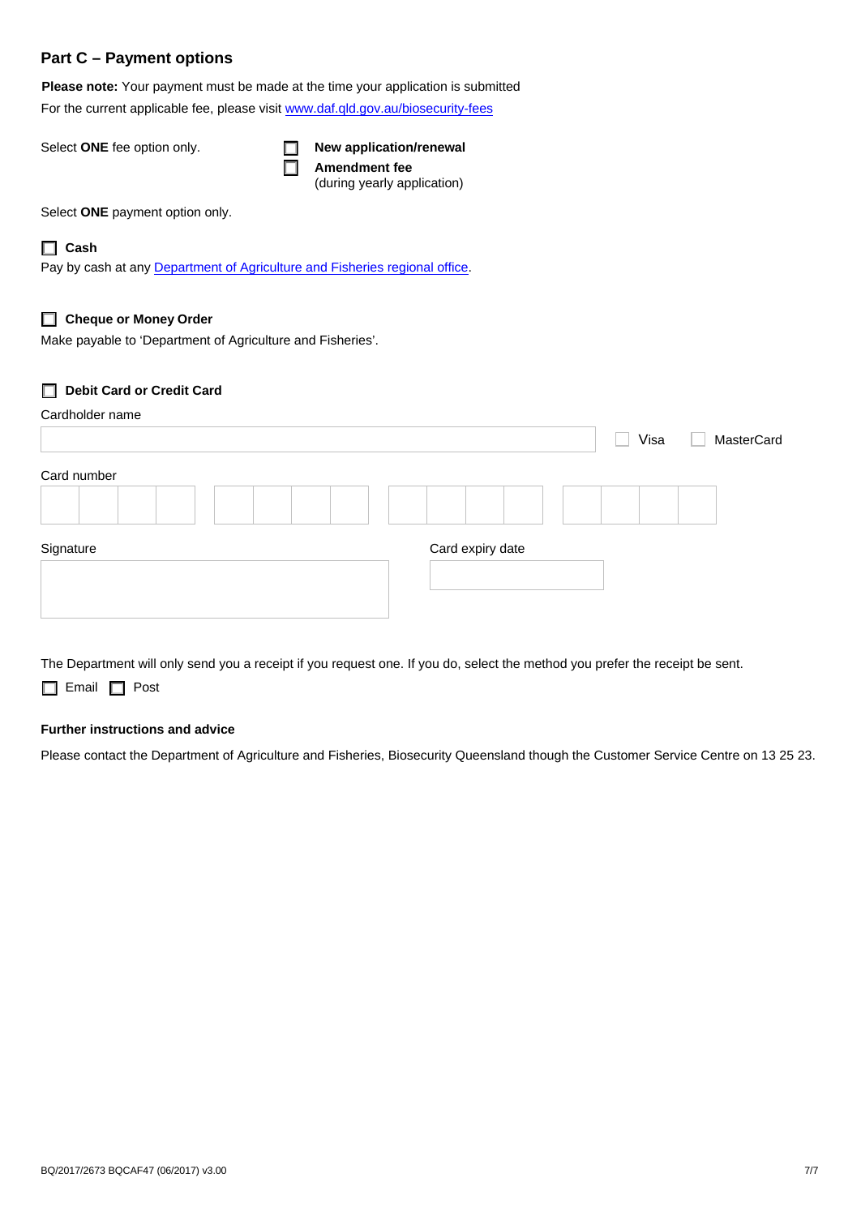## Part C – Payment options

**Please note:** Your payment must be made at the time your application is submitted

For the current applicable fee, please visit www.daf.qld.gov.au/biosecurity-fees

Select **ONE** fee option only.

- ☐ **New application/renewal**
- ☐ **Amendment fee** (during yearly application)

Select **ONE** payment option only.

☐ **Cash**

Pay by cash at any Department of Agriculture and Fisheries regional office.

☐ **Cheque or Money Order**

Make payable to 'Department of Agriculture and Fisheries'.

☐ **Debit Card or Credit Card**

Cardholder name

☐ Visa ☐ MasterCard

Card number

Signature

Card expiry date

The Department will only send you a receipt if you request one. If you do, select the method you prefer the receipt be sent.

☐ Email ☐ Post

**Further instructions and advice**

Please contact the Department of Agriculture and Fisheries, Biosecurity Queensland though the Customer Service Centre on 13 25 23.

BQ/2017/2673 BQCAF47 (06/2017) v3.00